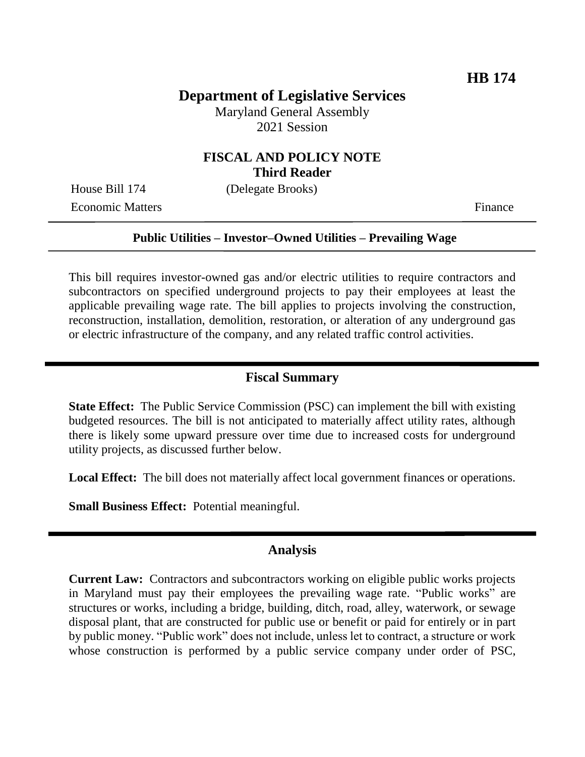**HB 174**

# Department of Legislative Services

Maryland General Assembly
2021 Session

## FISCAL AND POLICY NOTE
**Third Reader**

House Bill 174 (Delegate Brooks)
Economic Matters Finance

**Public Utilities – Investor–Owned Utilities – Prevailing Wage**

This bill requires investor-owned gas and/or electric utilities to require contractors and subcontractors on specified underground projects to pay their employees at least the applicable prevailing wage rate. The bill applies to projects involving the construction, reconstruction, installation, demolition, restoration, or alteration of any underground gas or electric infrastructure of the company, and any related traffic control activities.

## Fiscal Summary

**State Effect:** The Public Service Commission (PSC) can implement the bill with existing budgeted resources. The bill is not anticipated to materially affect utility rates, although there is likely some upward pressure over time due to increased costs for underground utility projects, as discussed further below.

**Local Effect:** The bill does not materially affect local government finances or operations.

**Small Business Effect:** Potential meaningful.

## Analysis

**Current Law:** Contractors and subcontractors working on eligible public works projects in Maryland must pay their employees the prevailing wage rate. "Public works" are structures or works, including a bridge, building, ditch, road, alley, waterwork, or sewage disposal plant, that are constructed for public use or benefit or paid for entirely or in part by public money. "Public work" does not include, unless let to contract, a structure or work whose construction is performed by a public service company under order of PSC,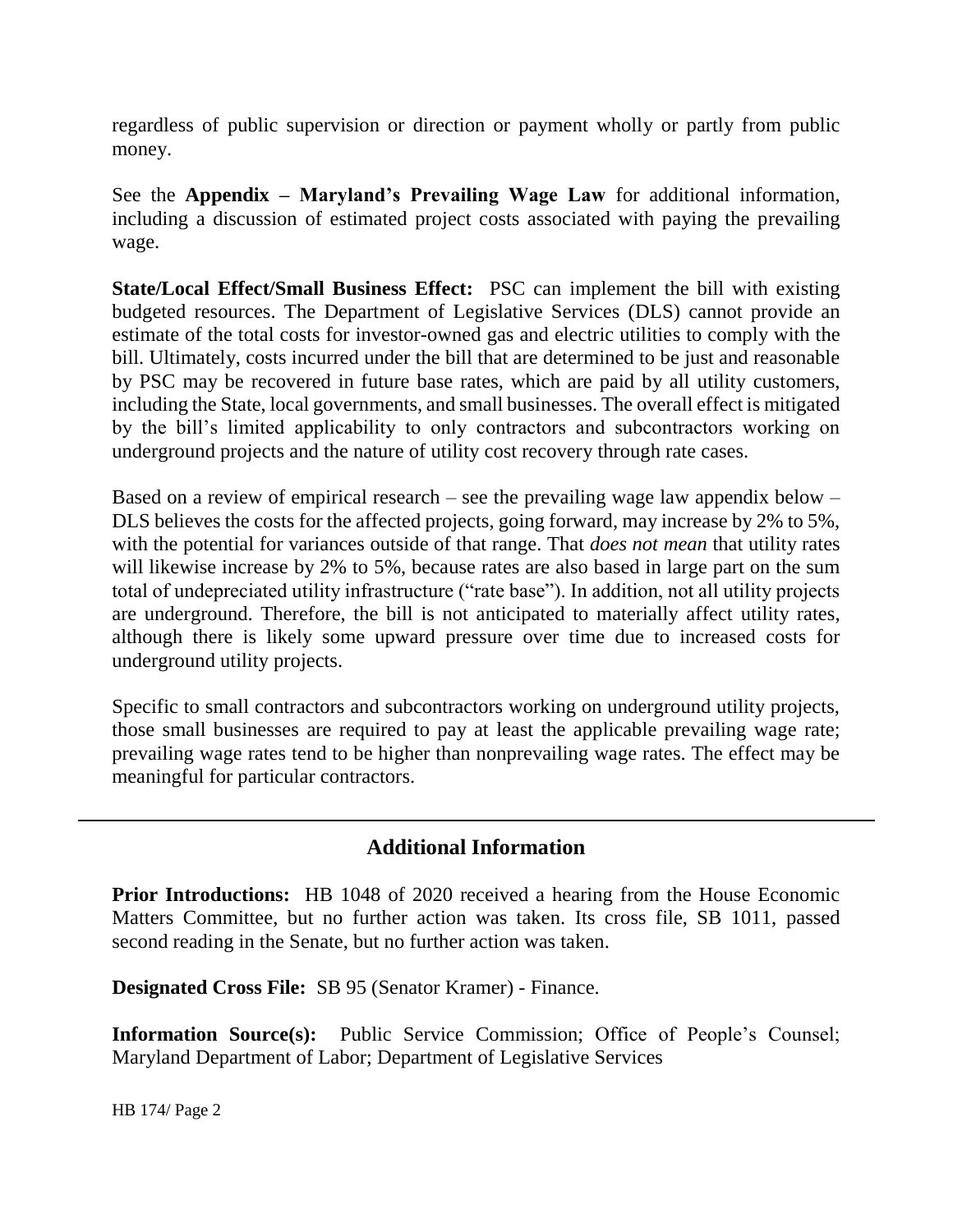regardless of public supervision or direction or payment wholly or partly from public money.

See the **Appendix – Maryland's Prevailing Wage Law** for additional information, including a discussion of estimated project costs associated with paying the prevailing wage.

**State/Local Effect/Small Business Effect:** PSC can implement the bill with existing budgeted resources. The Department of Legislative Services (DLS) cannot provide an estimate of the total costs for investor-owned gas and electric utilities to comply with the bill. Ultimately, costs incurred under the bill that are determined to be just and reasonable by PSC may be recovered in future base rates, which are paid by all utility customers, including the State, local governments, and small businesses. The overall effect is mitigated by the bill's limited applicability to only contractors and subcontractors working on underground projects and the nature of utility cost recovery through rate cases.

Based on a review of empirical research – see the prevailing wage law appendix below – DLS believes the costs for the affected projects, going forward, may increase by 2% to 5%, with the potential for variances outside of that range. That *does not mean* that utility rates will likewise increase by 2% to 5%, because rates are also based in large part on the sum total of undepreciated utility infrastructure ("rate base"). In addition, not all utility projects are underground. Therefore, the bill is not anticipated to materially affect utility rates, although there is likely some upward pressure over time due to increased costs for underground utility projects.

Specific to small contractors and subcontractors working on underground utility projects, those small businesses are required to pay at least the applicable prevailing wage rate; prevailing wage rates tend to be higher than nonprevailing wage rates. The effect may be meaningful for particular contractors.

## Additional Information

**Prior Introductions:** HB 1048 of 2020 received a hearing from the House Economic Matters Committee, but no further action was taken. Its cross file, SB 1011, passed second reading in the Senate, but no further action was taken.

**Designated Cross File:** SB 95 (Senator Kramer) - Finance.

**Information Source(s):** Public Service Commission; Office of People's Counsel; Maryland Department of Labor; Department of Legislative Services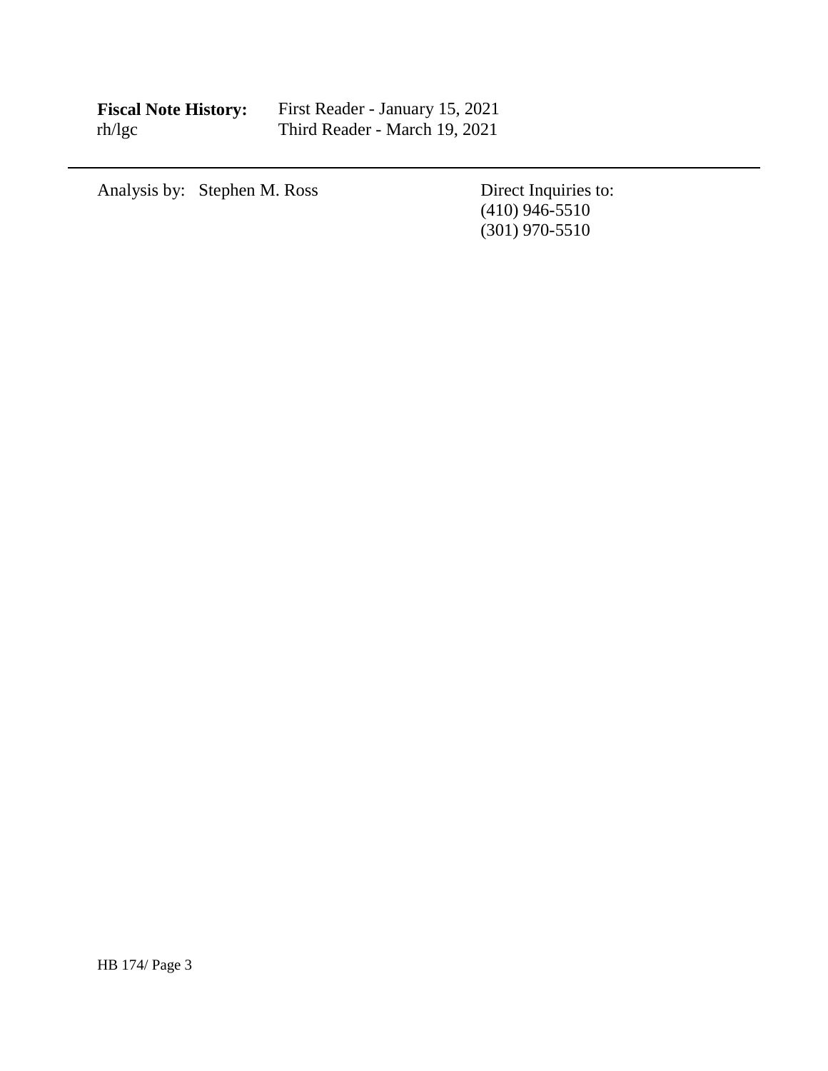**Fiscal Note History:** First Reader - January 15, 2021
rh/lgc Third Reader - March 19, 2021

---

Analysis by: Stephen M. Ross

Direct Inquiries to:
(410) 946-5510
(301) 970-5510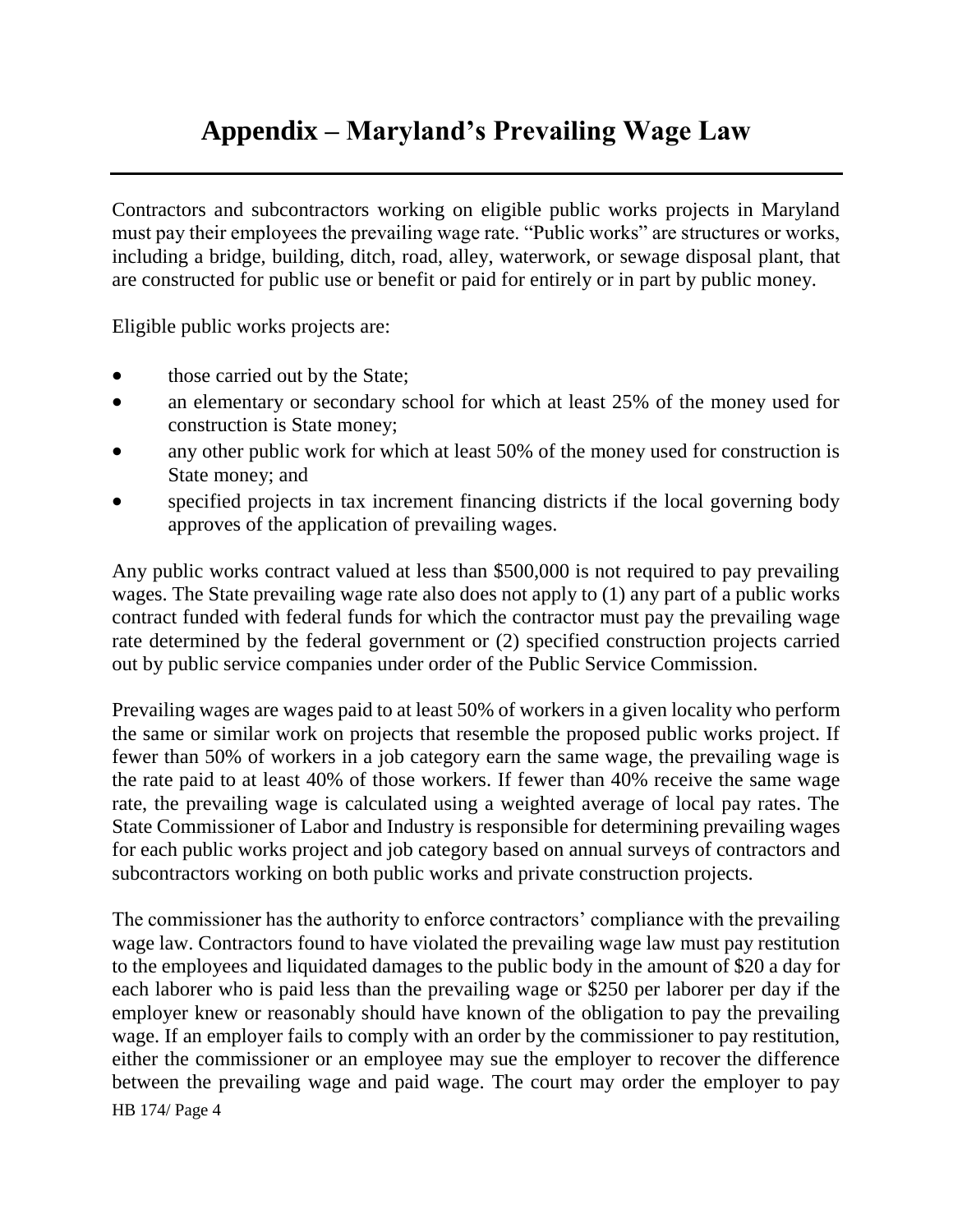# Appendix – Maryland's Prevailing Wage Law

Contractors and subcontractors working on eligible public works projects in Maryland must pay their employees the prevailing wage rate. "Public works" are structures or works, including a bridge, building, ditch, road, alley, waterwork, or sewage disposal plant, that are constructed for public use or benefit or paid for entirely or in part by public money.

Eligible public works projects are:

- those carried out by the State;
- an elementary or secondary school for which at least 25% of the money used for construction is State money;
- any other public work for which at least 50% of the money used for construction is State money; and
- specified projects in tax increment financing districts if the local governing body approves of the application of prevailing wages.

Any public works contract valued at less than $500,000 is not required to pay prevailing wages. The State prevailing wage rate also does not apply to (1) any part of a public works contract funded with federal funds for which the contractor must pay the prevailing wage rate determined by the federal government or (2) specified construction projects carried out by public service companies under order of the Public Service Commission.

Prevailing wages are wages paid to at least 50% of workers in a given locality who perform the same or similar work on projects that resemble the proposed public works project. If fewer than 50% of workers in a job category earn the same wage, the prevailing wage is the rate paid to at least 40% of those workers. If fewer than 40% receive the same wage rate, the prevailing wage is calculated using a weighted average of local pay rates. The State Commissioner of Labor and Industry is responsible for determining prevailing wages for each public works project and job category based on annual surveys of contractors and subcontractors working on both public works and private construction projects.

The commissioner has the authority to enforce contractors' compliance with the prevailing wage law. Contractors found to have violated the prevailing wage law must pay restitution to the employees and liquidated damages to the public body in the amount of $20 a day for each laborer who is paid less than the prevailing wage or $250 per laborer per day if the employer knew or reasonably should have known of the obligation to pay the prevailing wage. If an employer fails to comply with an order by the commissioner to pay restitution, either the commissioner or an employee may sue the employer to recover the difference between the prevailing wage and paid wage. The court may order the employer to pay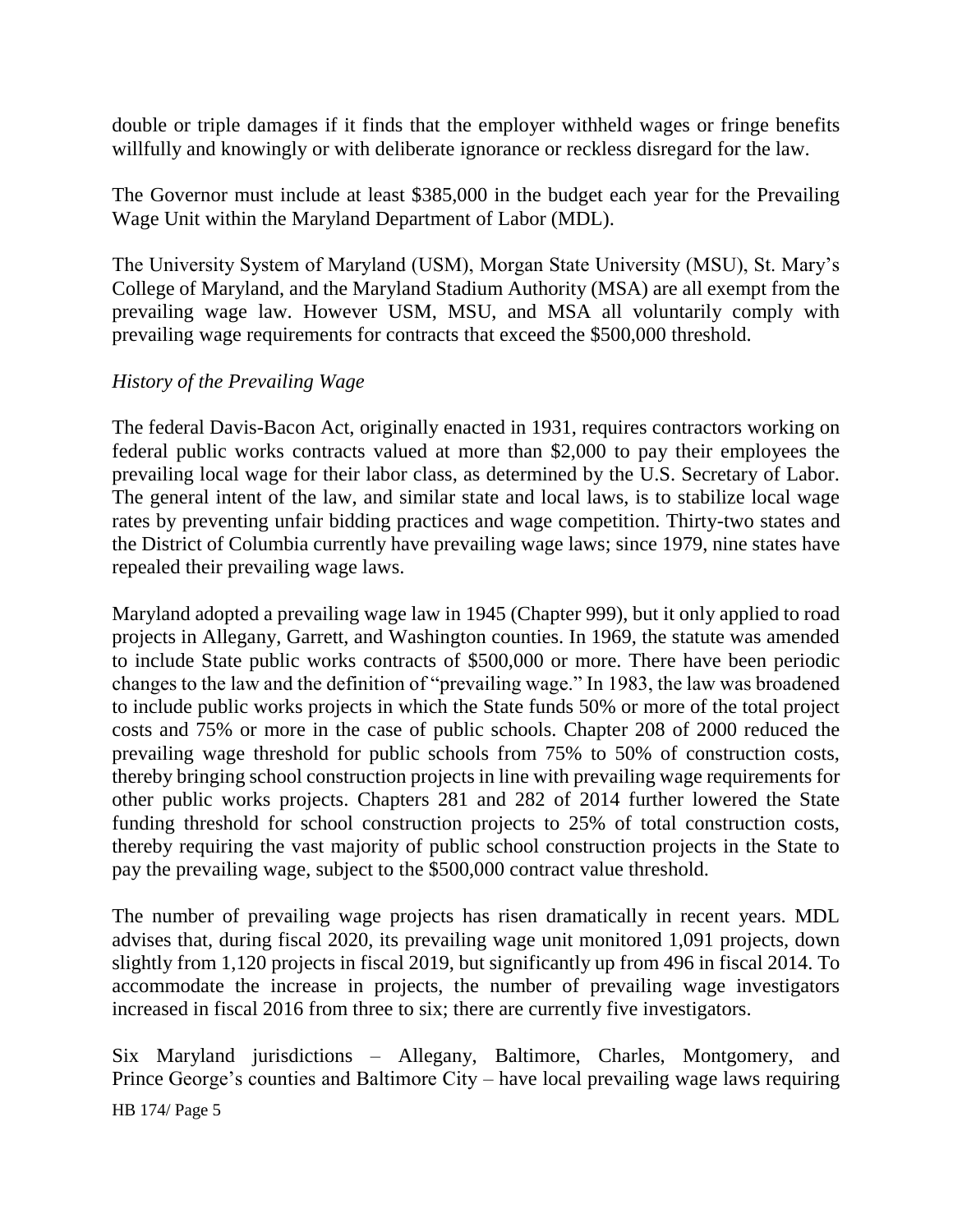double or triple damages if it finds that the employer withheld wages or fringe benefits willfully and knowingly or with deliberate ignorance or reckless disregard for the law.

The Governor must include at least $385,000 in the budget each year for the Prevailing Wage Unit within the Maryland Department of Labor (MDL).

The University System of Maryland (USM), Morgan State University (MSU), St. Mary's College of Maryland, and the Maryland Stadium Authority (MSA) are all exempt from the prevailing wage law. However USM, MSU, and MSA all voluntarily comply with prevailing wage requirements for contracts that exceed the $500,000 threshold.

*History of the Prevailing Wage*

The federal Davis-Bacon Act, originally enacted in 1931, requires contractors working on federal public works contracts valued at more than $2,000 to pay their employees the prevailing local wage for their labor class, as determined by the U.S. Secretary of Labor. The general intent of the law, and similar state and local laws, is to stabilize local wage rates by preventing unfair bidding practices and wage competition. Thirty-two states and the District of Columbia currently have prevailing wage laws; since 1979, nine states have repealed their prevailing wage laws.

Maryland adopted a prevailing wage law in 1945 (Chapter 999), but it only applied to road projects in Allegany, Garrett, and Washington counties. In 1969, the statute was amended to include State public works contracts of $500,000 or more. There have been periodic changes to the law and the definition of "prevailing wage." In 1983, the law was broadened to include public works projects in which the State funds 50% or more of the total project costs and 75% or more in the case of public schools. Chapter 208 of 2000 reduced the prevailing wage threshold for public schools from 75% to 50% of construction costs, thereby bringing school construction projects in line with prevailing wage requirements for other public works projects. Chapters 281 and 282 of 2014 further lowered the State funding threshold for school construction projects to 25% of total construction costs, thereby requiring the vast majority of public school construction projects in the State to pay the prevailing wage, subject to the $500,000 contract value threshold.

The number of prevailing wage projects has risen dramatically in recent years. MDL advises that, during fiscal 2020, its prevailing wage unit monitored 1,091 projects, down slightly from 1,120 projects in fiscal 2019, but significantly up from 496 in fiscal 2014. To accommodate the increase in projects, the number of prevailing wage investigators increased in fiscal 2016 from three to six; there are currently five investigators.

Six Maryland jurisdictions – Allegany, Baltimore, Charles, Montgomery, and Prince George's counties and Baltimore City – have local prevailing wage laws requiring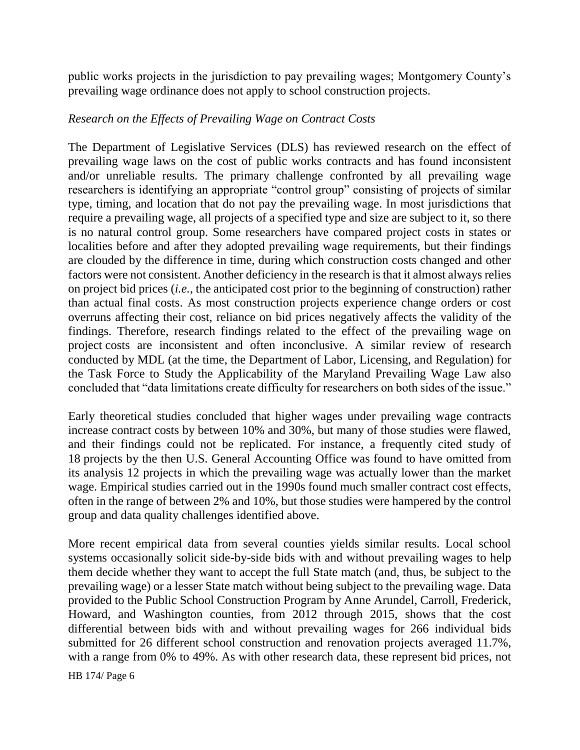public works projects in the jurisdiction to pay prevailing wages; Montgomery County's prevailing wage ordinance does not apply to school construction projects.

*Research on the Effects of Prevailing Wage on Contract Costs*

The Department of Legislative Services (DLS) has reviewed research on the effect of prevailing wage laws on the cost of public works contracts and has found inconsistent and/or unreliable results. The primary challenge confronted by all prevailing wage researchers is identifying an appropriate "control group" consisting of projects of similar type, timing, and location that do not pay the prevailing wage. In most jurisdictions that require a prevailing wage, all projects of a specified type and size are subject to it, so there is no natural control group. Some researchers have compared project costs in states or localities before and after they adopted prevailing wage requirements, but their findings are clouded by the difference in time, during which construction costs changed and other factors were not consistent. Another deficiency in the research is that it almost always relies on project bid prices (*i.e.*, the anticipated cost prior to the beginning of construction) rather than actual final costs. As most construction projects experience change orders or cost overruns affecting their cost, reliance on bid prices negatively affects the validity of the findings. Therefore, research findings related to the effect of the prevailing wage on project costs are inconsistent and often inconclusive. A similar review of research conducted by MDL (at the time, the Department of Labor, Licensing, and Regulation) for the Task Force to Study the Applicability of the Maryland Prevailing Wage Law also concluded that "data limitations create difficulty for researchers on both sides of the issue."

Early theoretical studies concluded that higher wages under prevailing wage contracts increase contract costs by between 10% and 30%, but many of those studies were flawed, and their findings could not be replicated. For instance, a frequently cited study of 18 projects by the then U.S. General Accounting Office was found to have omitted from its analysis 12 projects in which the prevailing wage was actually lower than the market wage. Empirical studies carried out in the 1990s found much smaller contract cost effects, often in the range of between 2% and 10%, but those studies were hampered by the control group and data quality challenges identified above.

More recent empirical data from several counties yields similar results. Local school systems occasionally solicit side-by-side bids with and without prevailing wages to help them decide whether they want to accept the full State match (and, thus, be subject to the prevailing wage) or a lesser State match without being subject to the prevailing wage. Data provided to the Public School Construction Program by Anne Arundel, Carroll, Frederick, Howard, and Washington counties, from 2012 through 2015, shows that the cost differential between bids with and without prevailing wages for 266 individual bids submitted for 26 different school construction and renovation projects averaged 11.7%, with a range from 0% to 49%. As with other research data, these represent bid prices, not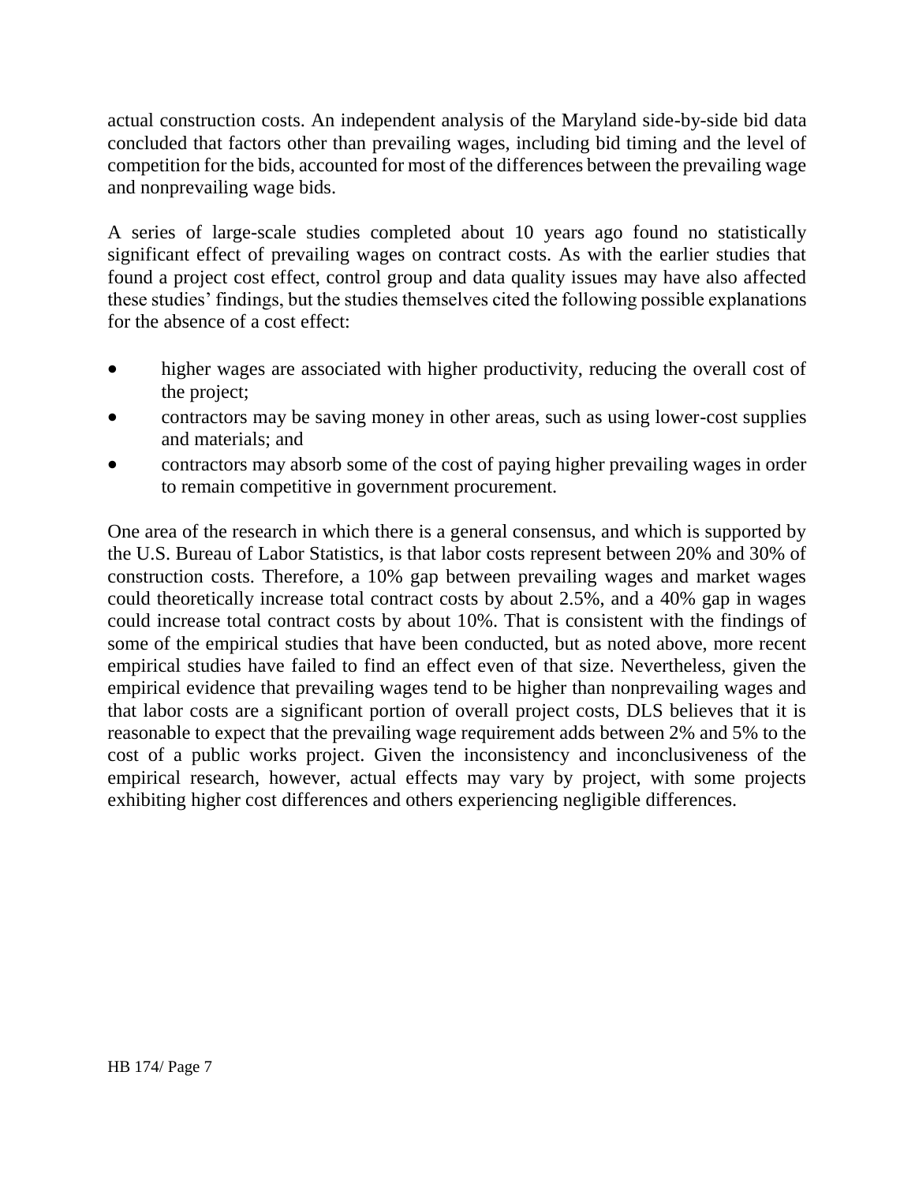actual construction costs. An independent analysis of the Maryland side-by-side bid data concluded that factors other than prevailing wages, including bid timing and the level of competition for the bids, accounted for most of the differences between the prevailing wage and nonprevailing wage bids.

A series of large-scale studies completed about 10 years ago found no statistically significant effect of prevailing wages on contract costs. As with the earlier studies that found a project cost effect, control group and data quality issues may have also affected these studies' findings, but the studies themselves cited the following possible explanations for the absence of a cost effect:

- higher wages are associated with higher productivity, reducing the overall cost of the project;
- contractors may be saving money in other areas, such as using lower-cost supplies and materials; and
- contractors may absorb some of the cost of paying higher prevailing wages in order to remain competitive in government procurement.

One area of the research in which there is a general consensus, and which is supported by the U.S. Bureau of Labor Statistics, is that labor costs represent between 20% and 30% of construction costs. Therefore, a 10% gap between prevailing wages and market wages could theoretically increase total contract costs by about 2.5%, and a 40% gap in wages could increase total contract costs by about 10%. That is consistent with the findings of some of the empirical studies that have been conducted, but as noted above, more recent empirical studies have failed to find an effect even of that size. Nevertheless, given the empirical evidence that prevailing wages tend to be higher than nonprevailing wages and that labor costs are a significant portion of overall project costs, DLS believes that it is reasonable to expect that the prevailing wage requirement adds between 2% and 5% to the cost of a public works project. Given the inconsistency and inconclusiveness of the empirical research, however, actual effects may vary by project, with some projects exhibiting higher cost differences and others experiencing negligible differences.